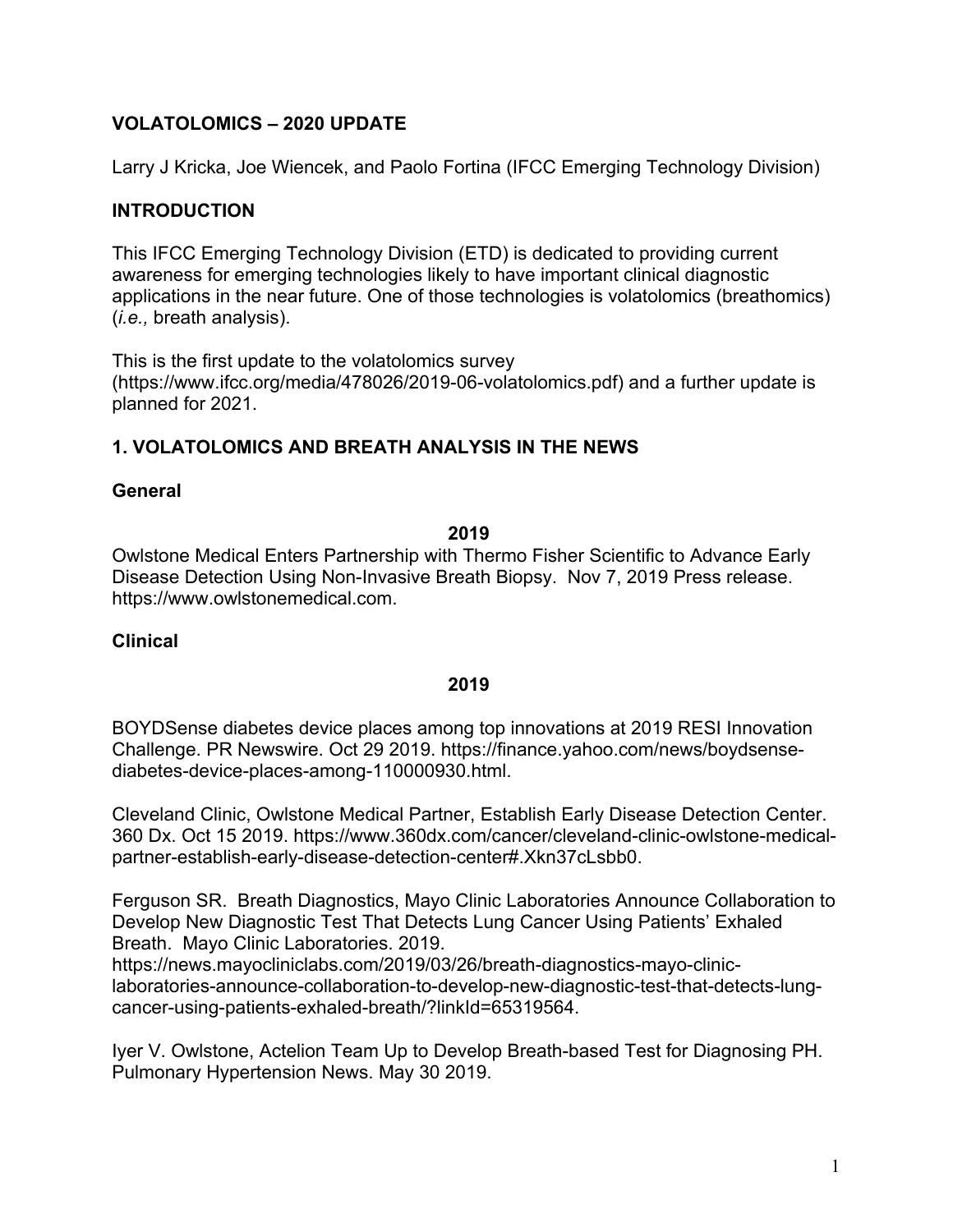**VOLATOLOMICS – 2020 UPDATE**

Larry J Kricka, Joe Wiencek, and Paolo Fortina (IFCC Emerging Technology Division)

## INTRODUCTION

This IFCC Emerging Technology Division (ETD) is dedicated to providing current awareness for emerging technologies likely to have important clinical diagnostic applications in the near future. One of those technologies is volatolomics (breathomics) (*i.e.,* breath analysis).

This is the first update to the volatolomics survey (https://www.ifcc.org/media/478026/2019-06-volatolomics.pdf) and a further update is planned for 2021.

## 1. VOLATOLOMICS AND BREATH ANALYSIS IN THE NEWS

### General

**2019**

Owlstone Medical Enters Partnership with Thermo Fisher Scientific to Advance Early Disease Detection Using Non-Invasive Breath Biopsy. Nov 7, 2019 Press release. https://www.owlstonemedical.com.

### Clinical

**2019**

BOYDSense diabetes device places among top innovations at 2019 RESI Innovation Challenge. PR Newswire. Oct 29 2019. https://finance.yahoo.com/news/boydsense-diabetes-device-places-among-110000930.html.

Cleveland Clinic, Owlstone Medical Partner, Establish Early Disease Detection Center. 360 Dx. Oct 15 2019. https://www.360dx.com/cancer/cleveland-clinic-owlstone-medical-partner-establish-early-disease-detection-center#.Xkn37cLsbb0.

Ferguson SR. Breath Diagnostics, Mayo Clinic Laboratories Announce Collaboration to Develop New Diagnostic Test That Detects Lung Cancer Using Patients' Exhaled Breath. Mayo Clinic Laboratories. 2019. https://news.mayocliniclabs.com/2019/03/26/breath-diagnostics-mayo-clinic-laboratories-announce-collaboration-to-develop-new-diagnostic-test-that-detects-lung-cancer-using-patients-exhaled-breath/?linkId=65319564.

Iyer V. Owlstone, Actelion Team Up to Develop Breath-based Test for Diagnosing PH. Pulmonary Hypertension News. May 30 2019.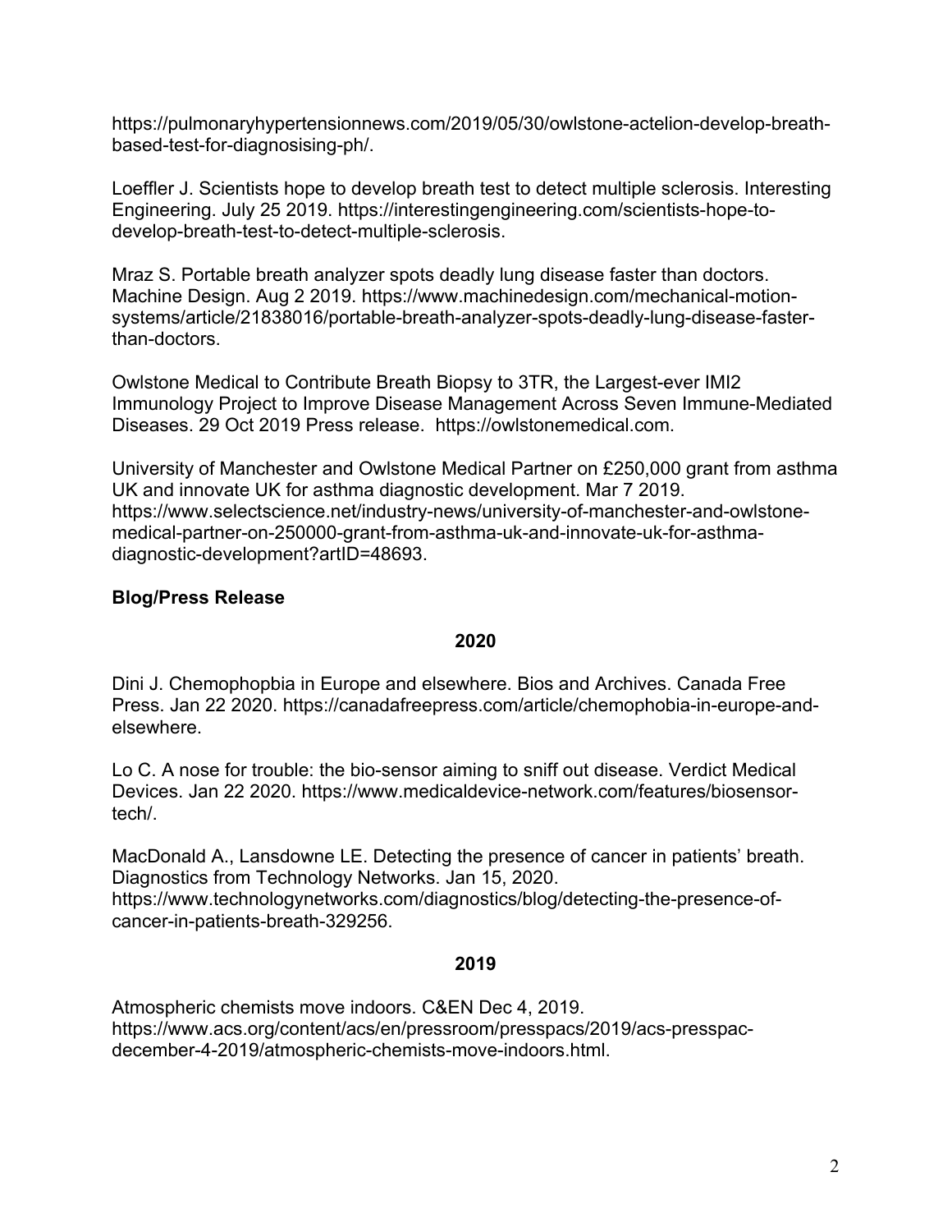https://pulmonaryhypertensionnews.com/2019/05/30/owlstone-actelion-develop-breath-based-test-for-diagnosising-ph/.

Loeffler J. Scientists hope to develop breath test to detect multiple sclerosis. Interesting Engineering. July 25 2019. https://interestingengineering.com/scientists-hope-to-develop-breath-test-to-detect-multiple-sclerosis.

Mraz S. Portable breath analyzer spots deadly lung disease faster than doctors. Machine Design. Aug 2 2019. https://www.machinedesign.com/mechanical-motion-systems/article/21838016/portable-breath-analyzer-spots-deadly-lung-disease-faster-than-doctors.

Owlstone Medical to Contribute Breath Biopsy to 3TR, the Largest-ever IMI2 Immunology Project to Improve Disease Management Across Seven Immune-Mediated Diseases. 29 Oct 2019 Press release. https://owlstonemedical.com.

University of Manchester and Owlstone Medical Partner on £250,000 grant from asthma UK and innovate UK for asthma diagnostic development. Mar 7 2019. https://www.selectscience.net/industry-news/university-of-manchester-and-owlstone-medical-partner-on-250000-grant-from-asthma-uk-and-innovate-uk-for-asthma-diagnostic-development?artID=48693.

**Blog/Press Release**

**2020**

Dini J. Chemophopbia in Europe and elsewhere. Bios and Archives. Canada Free Press. Jan 22 2020. https://canadafreepress.com/article/chemophobia-in-europe-and-elsewhere.

Lo C. A nose for trouble: the bio-sensor aiming to sniff out disease. Verdict Medical Devices. Jan 22 2020. https://www.medicaldevice-network.com/features/biosensor-tech/.

MacDonald A., Lansdowne LE. Detecting the presence of cancer in patients' breath. Diagnostics from Technology Networks. Jan 15, 2020. https://www.technologynetworks.com/diagnostics/blog/detecting-the-presence-of-cancer-in-patients-breath-329256.

**2019**

Atmospheric chemists move indoors. C&EN Dec 4, 2019. https://www.acs.org/content/acs/en/pressroom/presspacs/2019/acs-presspac-december-4-2019/atmospheric-chemists-move-indoors.html.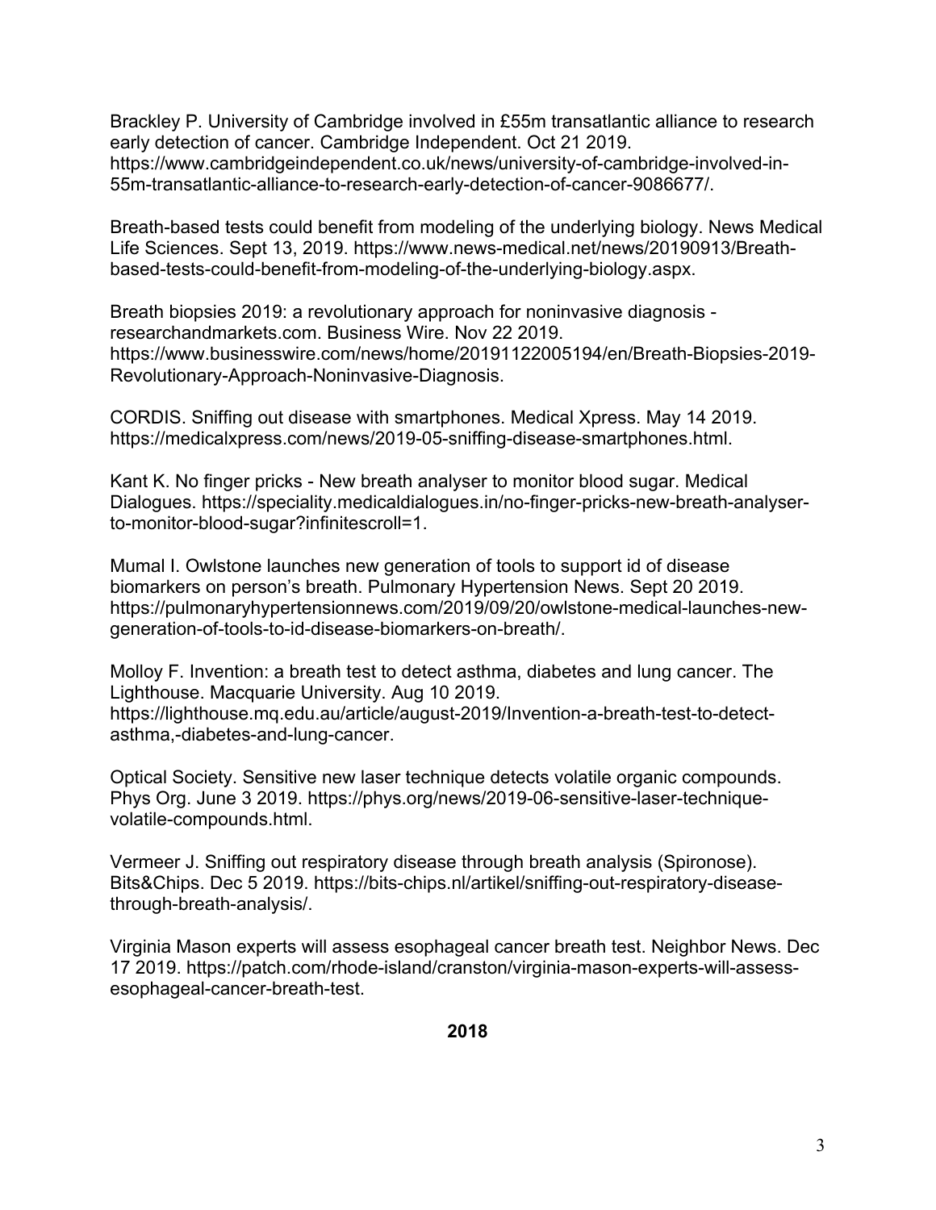Brackley P. University of Cambridge involved in £55m transatlantic alliance to research early detection of cancer. Cambridge Independent. Oct 21 2019. https://www.cambridgeindependent.co.uk/news/university-of-cambridge-involved-in-55m-transatlantic-alliance-to-research-early-detection-of-cancer-9086677/.

Breath-based tests could benefit from modeling of the underlying biology. News Medical Life Sciences. Sept 13, 2019. https://www.news-medical.net/news/20190913/Breath-based-tests-could-benefit-from-modeling-of-the-underlying-biology.aspx.

Breath biopsies 2019: a revolutionary approach for noninvasive diagnosis - researchandmarkets.com. Business Wire. Nov 22 2019. https://www.businesswire.com/news/home/20191122005194/en/Breath-Biopsies-2019-Revolutionary-Approach-Noninvasive-Diagnosis.

CORDIS. Sniffing out disease with smartphones. Medical Xpress. May 14 2019. https://medicalxpress.com/news/2019-05-sniffing-disease-smartphones.html.

Kant K. No finger pricks - New breath analyser to monitor blood sugar. Medical Dialogues. https://speciality.medicaldialogues.in/no-finger-pricks-new-breath-analyser-to-monitor-blood-sugar?infinitescroll=1.

Mumal I. Owlstone launches new generation of tools to support id of disease biomarkers on person's breath. Pulmonary Hypertension News. Sept 20 2019. https://pulmonaryhypertensionnews.com/2019/09/20/owlstone-medical-launches-new-generation-of-tools-to-id-disease-biomarkers-on-breath/.

Molloy F. Invention: a breath test to detect asthma, diabetes and lung cancer. The Lighthouse. Macquarie University. Aug 10 2019. https://lighthouse.mq.edu.au/article/august-2019/Invention-a-breath-test-to-detect-asthma,-diabetes-and-lung-cancer.

Optical Society. Sensitive new laser technique detects volatile organic compounds. Phys Org. June 3 2019. https://phys.org/news/2019-06-sensitive-laser-technique-volatile-compounds.html.

Vermeer J. Sniffing out respiratory disease through breath analysis (Spironose). Bits&Chips. Dec 5 2019. https://bits-chips.nl/artikel/sniffing-out-respiratory-disease-through-breath-analysis/.

Virginia Mason experts will assess esophageal cancer breath test. Neighbor News. Dec 17 2019. https://patch.com/rhode-island/cranston/virginia-mason-experts-will-assess-esophageal-cancer-breath-test.

**2018**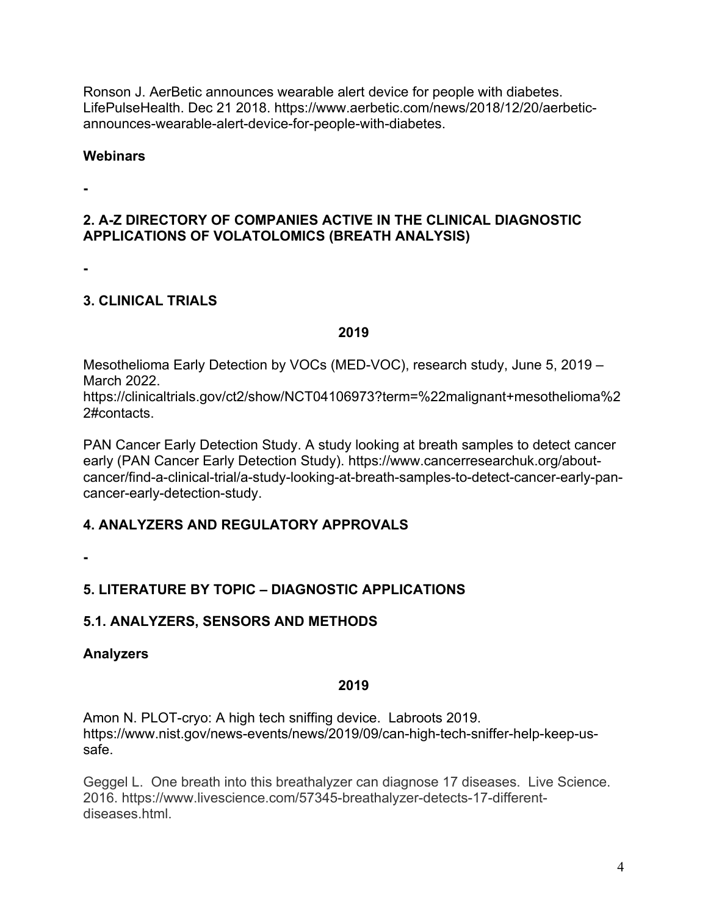Ronson J. AerBetic announces wearable alert device for people with diabetes. LifePulseHealth. Dec 21 2018. https://www.aerbetic.com/news/2018/12/20/aerbetic-announces-wearable-alert-device-for-people-with-diabetes.

**Webinars**

-

## 2. A-Z DIRECTORY OF COMPANIES ACTIVE IN THE CLINICAL DIAGNOSTIC APPLICATIONS OF VOLATOLOMICS (BREATH ANALYSIS)

-

## 3. CLINICAL TRIALS

**2019**

Mesothelioma Early Detection by VOCs (MED-VOC), research study, June 5, 2019 – March 2022. https://clinicaltrials.gov/ct2/show/NCT04106973?term=%22malignant+mesothelioma%22#contacts.

PAN Cancer Early Detection Study. A study looking at breath samples to detect cancer early (PAN Cancer Early Detection Study). https://www.cancerresearchuk.org/about-cancer/find-a-clinical-trial/a-study-looking-at-breath-samples-to-detect-cancer-early-pan-cancer-early-detection-study.

## 4. ANALYZERS AND REGULATORY APPROVALS

-

## 5. LITERATURE BY TOPIC – DIAGNOSTIC APPLICATIONS

### 5.1. ANALYZERS, SENSORS AND METHODS

**Analyzers**

**2019**

Amon N. PLOT-cryo: A high tech sniffing device. Labroots 2019. https://www.nist.gov/news-events/news/2019/09/can-high-tech-sniffer-help-keep-us-safe.

Geggel L. One breath into this breathalyzer can diagnose 17 diseases. Live Science. 2016. https://www.livescience.com/57345-breathalyzer-detects-17-different-diseases.html.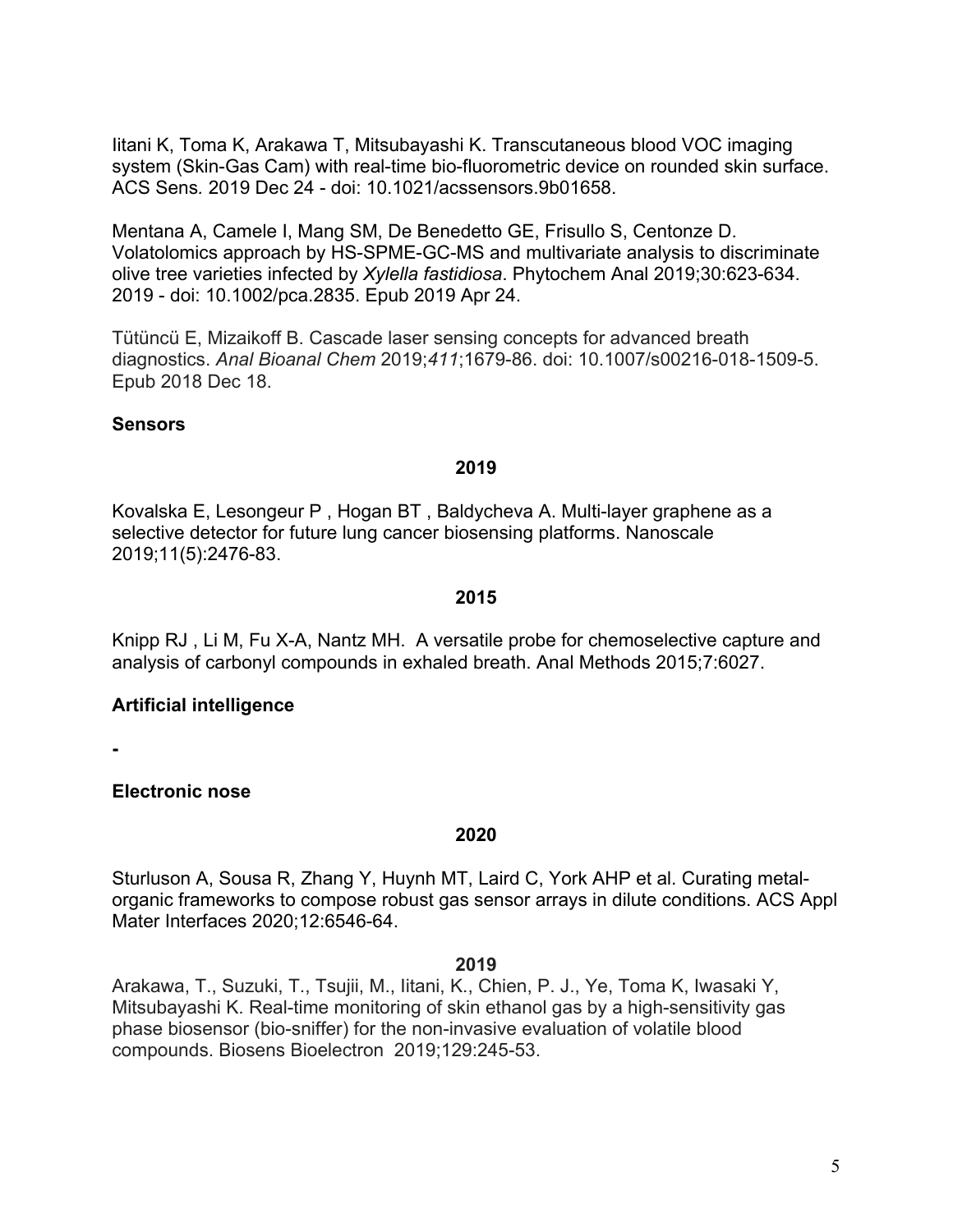Iitani K, Toma K, Arakawa T, Mitsubayashi K. Transcutaneous blood VOC imaging system (Skin-Gas Cam) with real-time bio-fluorometric device on rounded skin surface. ACS Sens. 2019 Dec 24 - doi: 10.1021/acssensors.9b01658.

Mentana A, Camele I, Mang SM, De Benedetto GE, Frisullo S, Centonze D. Volatolomics approach by HS-SPME-GC-MS and multivariate analysis to discriminate olive tree varieties infected by *Xylella fastidiosa*. Phytochem Anal 2019;30:623-634. 2019 - doi: 10.1002/pca.2835. Epub 2019 Apr 24.

Tütüncü E, Mizaikoff B. Cascade laser sensing concepts for advanced breath diagnostics. *Anal Bioanal Chem* 2019;*411*;1679-86. doi: 10.1007/s00216-018-1509-5. Epub 2018 Dec 18.

**Sensors**

**2019**

Kovalska E, Lesongeur P , Hogan BT , Baldycheva A. Multi-layer graphene as a selective detector for future lung cancer biosensing platforms. Nanoscale 2019;11(5):2476-83.

**2015**

Knipp RJ , Li M, Fu X-A, Nantz MH. A versatile probe for chemoselective capture and analysis of carbonyl compounds in exhaled breath. Anal Methods 2015;7:6027.

**Artificial intelligence**

**-**

**Electronic nose**

**2020**

Sturluson A, Sousa R, Zhang Y, Huynh MT, Laird C, York AHP et al. Curating metal-organic frameworks to compose robust gas sensor arrays in dilute conditions. ACS Appl Mater Interfaces 2020;12:6546-64.

**2019**

Arakawa, T., Suzuki, T., Tsujii, M., Iitani, K., Chien, P. J., Ye, Toma K, Iwasaki Y, Mitsubayashi K. Real-time monitoring of skin ethanol gas by a high-sensitivity gas phase biosensor (bio-sniffer) for the non-invasive evaluation of volatile blood compounds. Biosens Bioelectron 2019;129:245-53.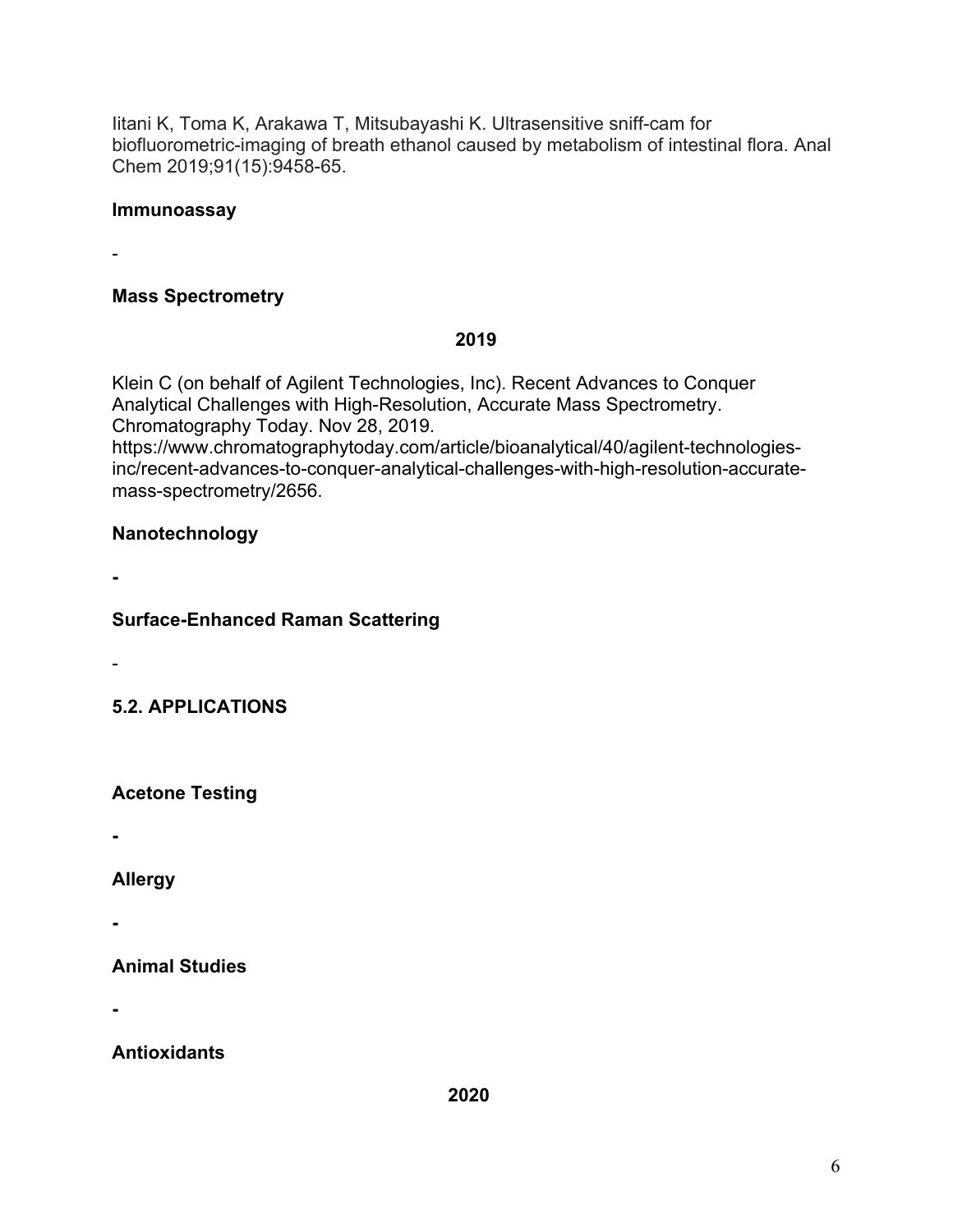Iitani K, Toma K, Arakawa T, Mitsubayashi K. Ultrasensitive sniff-cam for biofluorometric-imaging of breath ethanol caused by metabolism of intestinal flora. Anal Chem 2019;91(15):9458-65.

**Immunoassay**

-

**Mass Spectrometry**

**2019**

Klein C (on behalf of Agilent Technologies, Inc). Recent Advances to Conquer Analytical Challenges with High-Resolution, Accurate Mass Spectrometry. Chromatography Today. Nov 28, 2019. https://www.chromatographytoday.com/article/bioanalytical/40/agilent-technologies-inc/recent-advances-to-conquer-analytical-challenges-with-high-resolution-accurate-mass-spectrometry/2656.

**Nanotechnology**

**-**

**Surface-Enhanced Raman Scattering**

-

**5.2. APPLICATIONS**

**Acetone Testing**

**-**

**Allergy**

**-**

**Animal Studies**

**-**

**Antioxidants**

**2020**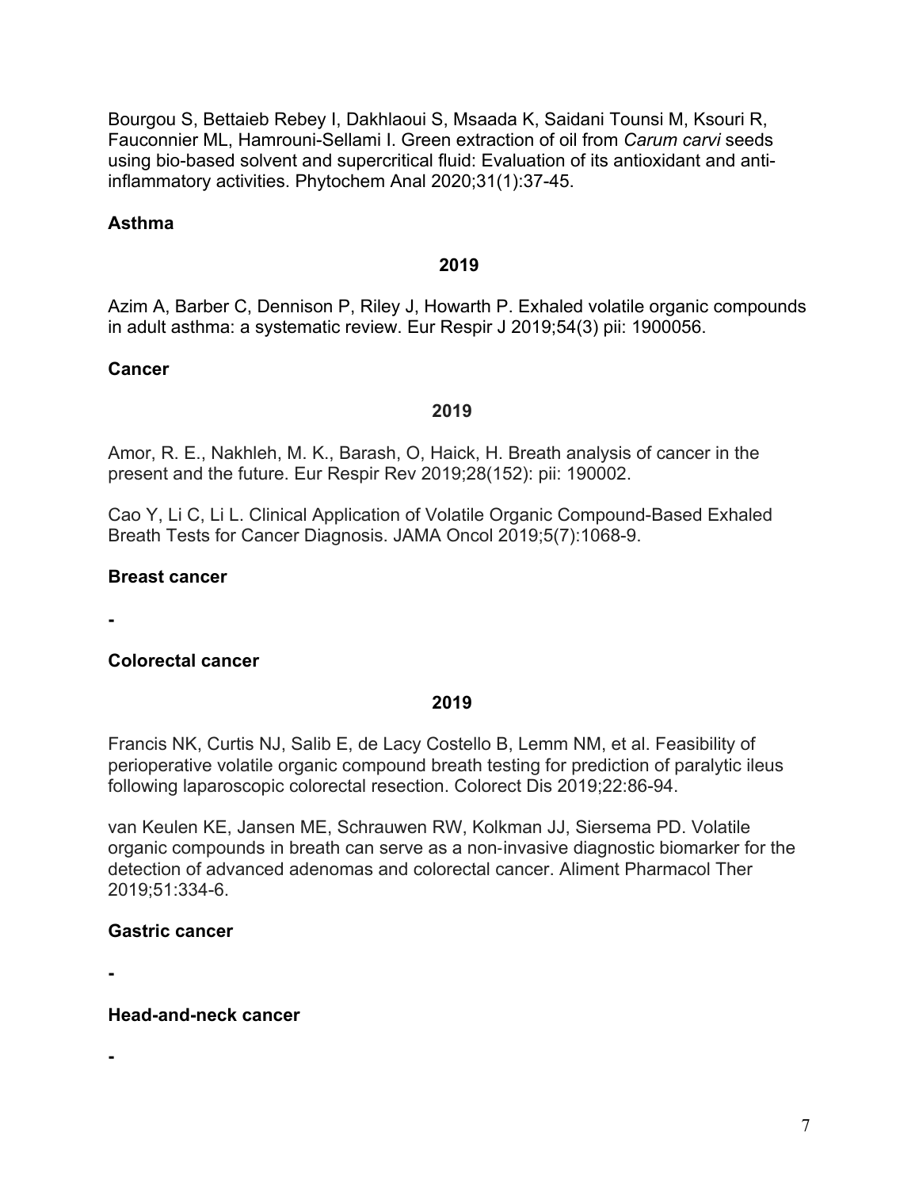Bourgou S, Bettaieb Rebey I, Dakhlaoui S, Msaada K, Saidani Tounsi M, Ksouri R, Fauconnier ML, Hamrouni-Sellami I. Green extraction of oil from *Carum carvi* seeds using bio-based solvent and supercritical fluid: Evaluation of its antioxidant and anti-inflammatory activities. Phytochem Anal 2020;31(1):37-45.

**Asthma**

**2019**

Azim A, Barber C, Dennison P, Riley J, Howarth P. Exhaled volatile organic compounds in adult asthma: a systematic review. Eur Respir J 2019;54(3) pii: 1900056.

**Cancer**

**2019**

Amor, R. E., Nakhleh, M. K., Barash, O, Haick, H. Breath analysis of cancer in the present and the future. Eur Respir Rev 2019;28(152): pii: 190002.

Cao Y, Li C, Li L. Clinical Application of Volatile Organic Compound-Based Exhaled Breath Tests for Cancer Diagnosis. JAMA Oncol 2019;5(7):1068-9.

**Breast cancer**

-

**Colorectal cancer**

**2019**

Francis NK, Curtis NJ, Salib E, de Lacy Costello B, Lemm NM, et al. Feasibility of perioperative volatile organic compound breath testing for prediction of paralytic ileus following laparoscopic colorectal resection. Colorect Dis 2019;22:86-94.

van Keulen KE, Jansen ME, Schrauwen RW, Kolkman JJ, Siersema PD. Volatile organic compounds in breath can serve as a non-invasive diagnostic biomarker for the detection of advanced adenomas and colorectal cancer. Aliment Pharmacol Ther 2019;51:334-6.

**Gastric cancer**

-

**Head-and-neck cancer**

-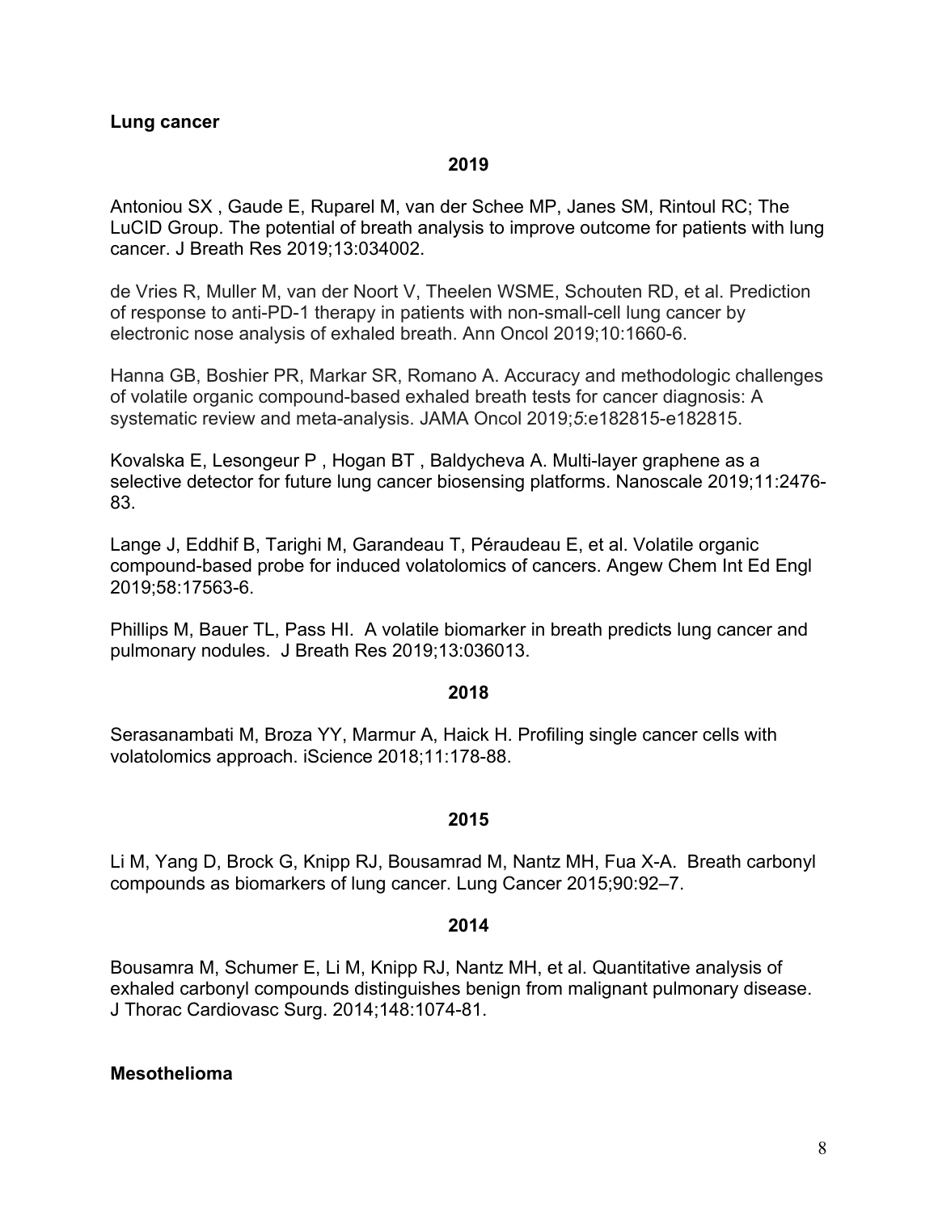**Lung cancer**

**2019**

Antoniou SX , Gaude E, Ruparel M, van der Schee MP, Janes SM, Rintoul RC; The LuCID Group. The potential of breath analysis to improve outcome for patients with lung cancer. J Breath Res 2019;13:034002.

de Vries R, Muller M, van der Noort V, Theelen WSME, Schouten RD, et al. Prediction of response to anti-PD-1 therapy in patients with non-small-cell lung cancer by electronic nose analysis of exhaled breath. Ann Oncol 2019;10:1660-6.

Hanna GB, Boshier PR, Markar SR, Romano A. Accuracy and methodologic challenges of volatile organic compound-based exhaled breath tests for cancer diagnosis: A systematic review and meta-analysis. JAMA Oncol 2019;*5*:e182815-e182815.

Kovalska E, Lesongeur P , Hogan BT , Baldycheva A. Multi-layer graphene as a selective detector for future lung cancer biosensing platforms. Nanoscale 2019;11:2476-83.

Lange J, Eddhif B, Tarighi M, Garandeau T, Péraudeau E, et al. Volatile organic compound-based probe for induced volatolomics of cancers. Angew Chem Int Ed Engl 2019;58:17563-6.

Phillips M, Bauer TL, Pass HI. A volatile biomarker in breath predicts lung cancer and pulmonary nodules. J Breath Res 2019;13:036013.

**2018**

Serasanambati M, Broza YY, Marmur A, Haick H. Profiling single cancer cells with volatolomics approach. iScience 2018;11:178-88.

**2015**

Li M, Yang D, Brock G, Knipp RJ, Bousamrad M, Nantz MH, Fua X-A. Breath carbonyl compounds as biomarkers of lung cancer. Lung Cancer 2015;90:92–7.

**2014**

Bousamra M, Schumer E, Li M, Knipp RJ, Nantz MH, et al. Quantitative analysis of exhaled carbonyl compounds distinguishes benign from malignant pulmonary disease. J Thorac Cardiovasc Surg. 2014;148:1074-81.

**Mesothelioma**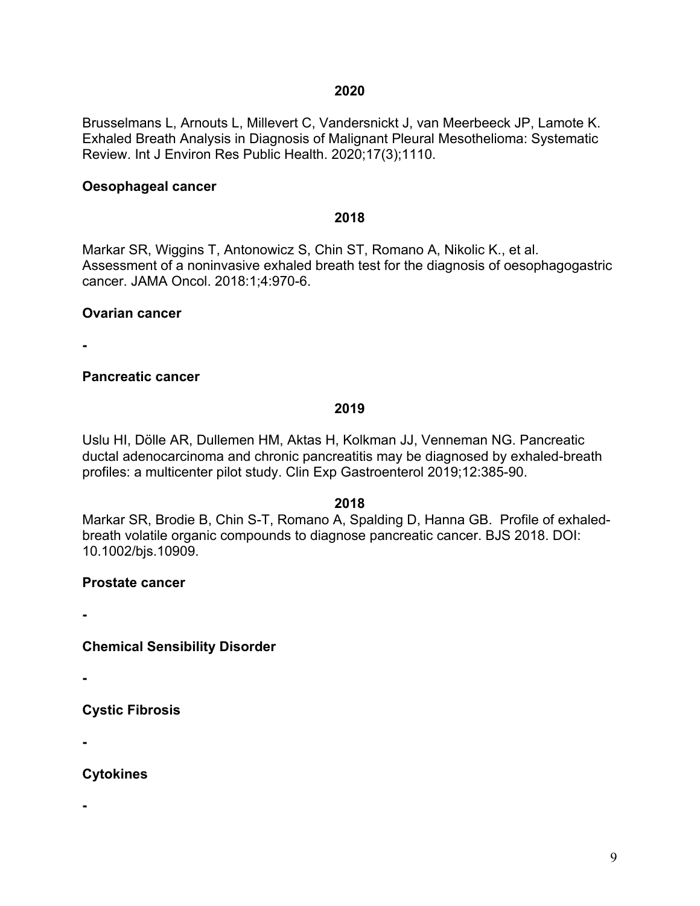**2020**

Brusselmans L, Arnouts L, Millevert C, Vandersnickt J, van Meerbeeck JP, Lamote K. Exhaled Breath Analysis in Diagnosis of Malignant Pleural Mesothelioma: Systematic Review. Int J Environ Res Public Health. 2020;17(3);1110.

**Oesophageal cancer**

**2018**

Markar SR, Wiggins T, Antonowicz S, Chin ST, Romano A, Nikolic K., et al. Assessment of a noninvasive exhaled breath test for the diagnosis of oesophagogastric cancer. JAMA Oncol. 2018:1;4:970-6.

**Ovarian cancer**

**-**

**Pancreatic cancer**

**2019**

Uslu HI, Dölle AR, Dullemen HM, Aktas H, Kolkman JJ, Venneman NG. Pancreatic ductal adenocarcinoma and chronic pancreatitis may be diagnosed by exhaled-breath profiles: a multicenter pilot study. Clin Exp Gastroenterol 2019;12:385-90.

**2018**

Markar SR, Brodie B, Chin S-T, Romano A, Spalding D, Hanna GB. Profile of exhaled-breath volatile organic compounds to diagnose pancreatic cancer. BJS 2018. DOI: 10.1002/bjs.10909.

**Prostate cancer**

**-**

**Chemical Sensibility Disorder**

**-**

**Cystic Fibrosis**

**-**

**Cytokines**

**-**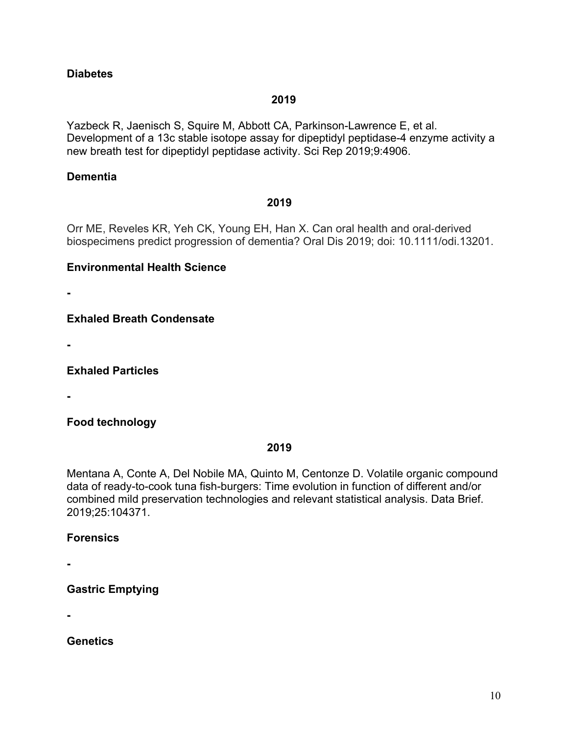**Diabetes**

**2019**

Yazbeck R, Jaenisch S, Squire M, Abbott CA, Parkinson-Lawrence E, et al. Development of a 13c stable isotope assay for dipeptidyl peptidase-4 enzyme activity a new breath test for dipeptidyl peptidase activity. Sci Rep 2019;9:4906.

**Dementia**

**2019**

Orr ME, Reveles KR, Yeh CK, Young EH, Han X. Can oral health and oral-derived biospecimens predict progression of dementia? Oral Dis 2019; doi: 10.1111/odi.13201.

**Environmental Health Science**

**-**

**Exhaled Breath Condensate**

**-**

**Exhaled Particles**

**-**

**Food technology**

**2019**

Mentana A, Conte A, Del Nobile MA, Quinto M, Centonze D. Volatile organic compound data of ready-to-cook tuna fish-burgers: Time evolution in function of different and/or combined mild preservation technologies and relevant statistical analysis. Data Brief. 2019;25:104371.

**Forensics**

**-**

**Gastric Emptying**

**-**

**Genetics**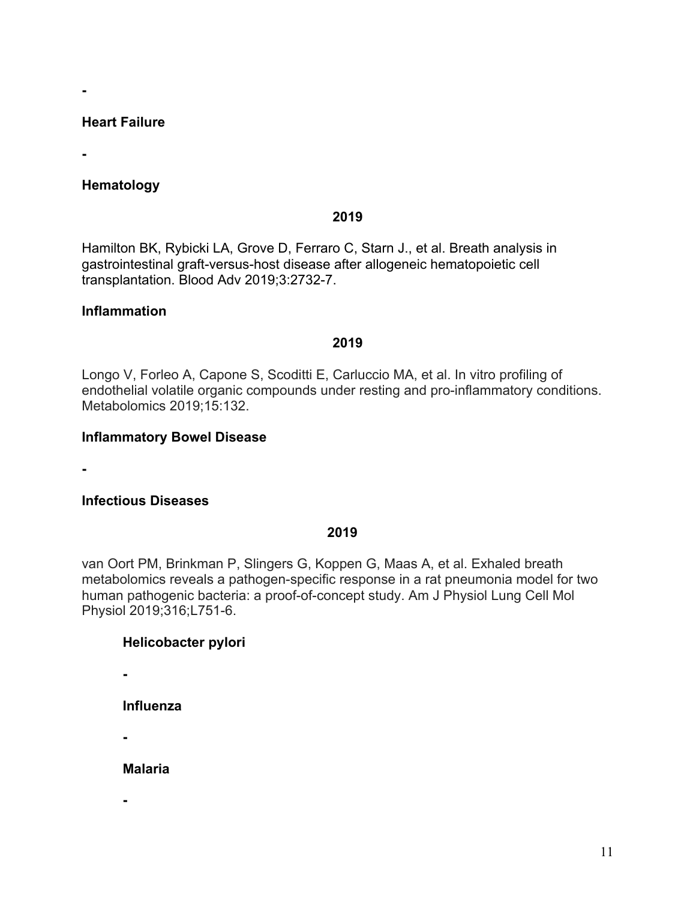-

**Heart Failure**

-

**Hematology**

**2019**

Hamilton BK, Rybicki LA, Grove D, Ferraro C, Starn J., et al. Breath analysis in gastrointestinal graft-versus-host disease after allogeneic hematopoietic cell transplantation. Blood Adv 2019;3:2732-7.

**Inflammation**

**2019**

Longo V, Forleo A, Capone S, Scoditti E, Carluccio MA, et al. In vitro profiling of endothelial volatile organic compounds under resting and pro-inflammatory conditions. Metabolomics 2019;15:132.

**Inflammatory Bowel Disease**

-

**Infectious Diseases**

**2019**

van Oort PM, Brinkman P, Slingers G, Koppen G, Maas A, et al. Exhaled breath metabolomics reveals a pathogen-specific response in a rat pneumonia model for two human pathogenic bacteria: a proof-of-concept study. Am J Physiol Lung Cell Mol Physiol 2019;316;L751-6.

**Helicobacter pylori**

-

**Influenza**

-

**Malaria**

-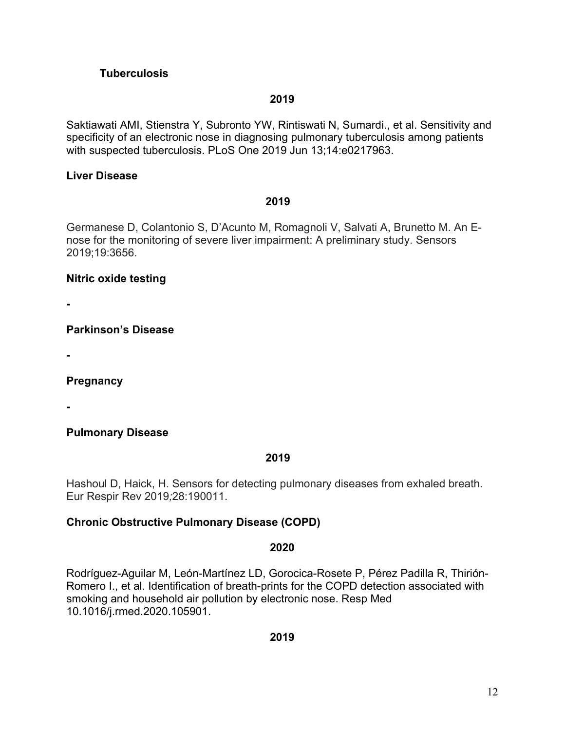**Tuberculosis**

**2019**

Saktiawati AMI, Stienstra Y, Subronto YW, Rintiswati N, Sumardi., et al. Sensitivity and specificity of an electronic nose in diagnosing pulmonary tuberculosis among patients with suspected tuberculosis. PLoS One 2019 Jun 13;14:e0217963.

**Liver Disease**

**2019**

Germanese D, Colantonio S, D'Acunto M, Romagnoli V, Salvati A, Brunetto M. An E-nose for the monitoring of severe liver impairment: A preliminary study. Sensors 2019;19:3656.

**Nitric oxide testing**

**-**

**Parkinson's Disease**

**-**

**Pregnancy**

**-**

**Pulmonary Disease**

**2019**

Hashoul D, Haick, H. Sensors for detecting pulmonary diseases from exhaled breath. Eur Respir Rev 2019;28:190011.

**Chronic Obstructive Pulmonary Disease (COPD)**

**2020**

Rodríguez-Aguilar M, León-Martínez LD, Gorocica-Rosete P, Pérez Padilla R, Thirión-Romero I., et al. Identification of breath-prints for the COPD detection associated with smoking and household air pollution by electronic nose. Resp Med 10.1016/j.rmed.2020.105901.

**2019**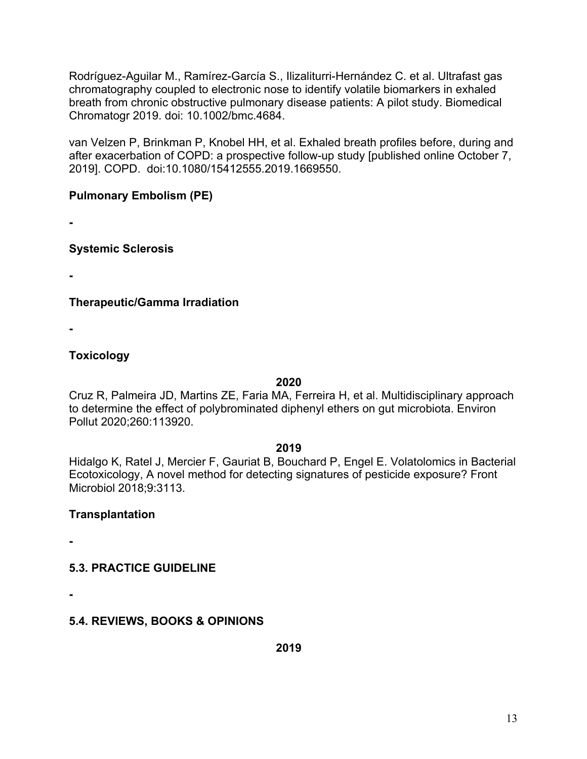Rodríguez-Aguilar M., Ramírez-García S., Ilizaliturri-Hernández C. et al. Ultrafast gas chromatography coupled to electronic nose to identify volatile biomarkers in exhaled breath from chronic obstructive pulmonary disease patients: A pilot study. Biomedical Chromatogr 2019. doi: 10.1002/bmc.4684.

van Velzen P, Brinkman P, Knobel HH, et al. Exhaled breath profiles before, during and after exacerbation of COPD: a prospective follow-up study [published online October 7, 2019]. COPD. doi:10.1080/15412555.2019.1669550.

**Pulmonary Embolism (PE)**

-

**Systemic Sclerosis**

-

**Therapeutic/Gamma Irradiation**

-

**Toxicology**

**2020**

Cruz R, Palmeira JD, Martins ZE, Faria MA, Ferreira H, et al. Multidisciplinary approach to determine the effect of polybrominated diphenyl ethers on gut microbiota. Environ Pollut 2020;260:113920.

**2019**

Hidalgo K, Ratel J, Mercier F, Gauriat B, Bouchard P, Engel E. Volatolomics in Bacterial Ecotoxicology, A novel method for detecting signatures of pesticide exposure? Front Microbiol 2018;9:3113.

**Transplantation**

-

## 5.3. PRACTICE GUIDELINE

-

## 5.4. REVIEWS, BOOKS & OPINIONS

**2019**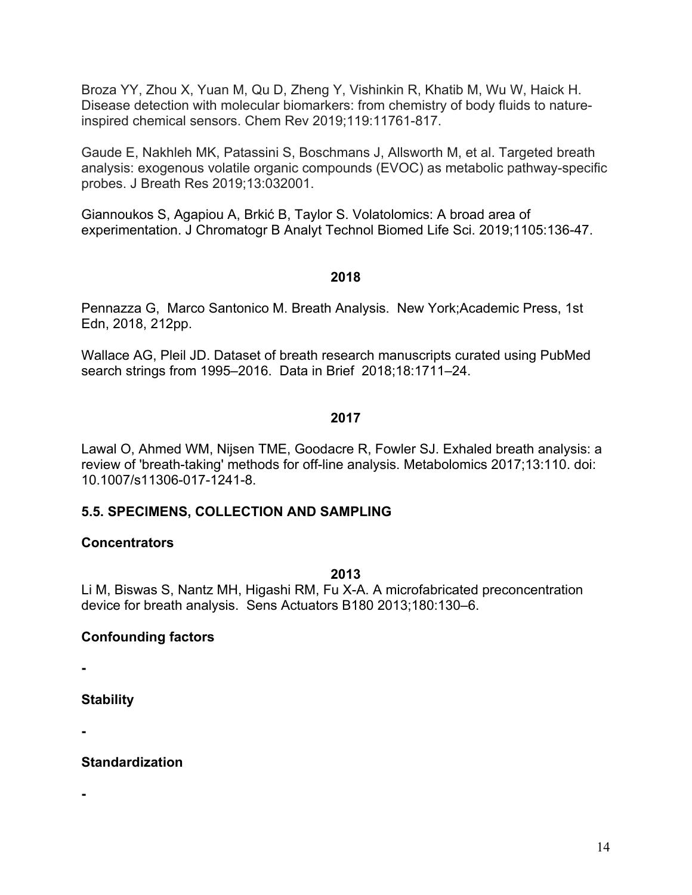Broza YY, Zhou X, Yuan M, Qu D, Zheng Y, Vishinkin R, Khatib M, Wu W, Haick H. Disease detection with molecular biomarkers: from chemistry of body fluids to nature-inspired chemical sensors. Chem Rev 2019;119:11761-817.

Gaude E, Nakhleh MK, Patassini S, Boschmans J, Allsworth M, et al. Targeted breath analysis: exogenous volatile organic compounds (EVOC) as metabolic pathway-specific probes. J Breath Res 2019;13:032001.

Giannoukos S, Agapiou A, Brkić B, Taylor S. Volatolomics: A broad area of experimentation. J Chromatogr B Analyt Technol Biomed Life Sci. 2019;1105:136-47.

**2018**

Pennazza G, Marco Santonico M. Breath Analysis. New York;Academic Press, 1st Edn, 2018, 212pp.

Wallace AG, Pleil JD. Dataset of breath research manuscripts curated using PubMed search strings from 1995–2016. Data in Brief 2018;18:1711–24.

**2017**

Lawal O, Ahmed WM, Nijsen TME, Goodacre R, Fowler SJ. Exhaled breath analysis: a review of 'breath-taking' methods for off-line analysis. Metabolomics 2017;13:110. doi: 10.1007/s11306-017-1241-8.

## 5.5. SPECIMENS, COLLECTION AND SAMPLING

### Concentrators

**2013**

Li M, Biswas S, Nantz MH, Higashi RM, Fu X-A. A microfabricated preconcentration device for breath analysis. Sens Actuators B180 2013;180:130–6.

### Confounding factors

-

### Stability

-

### Standardization

-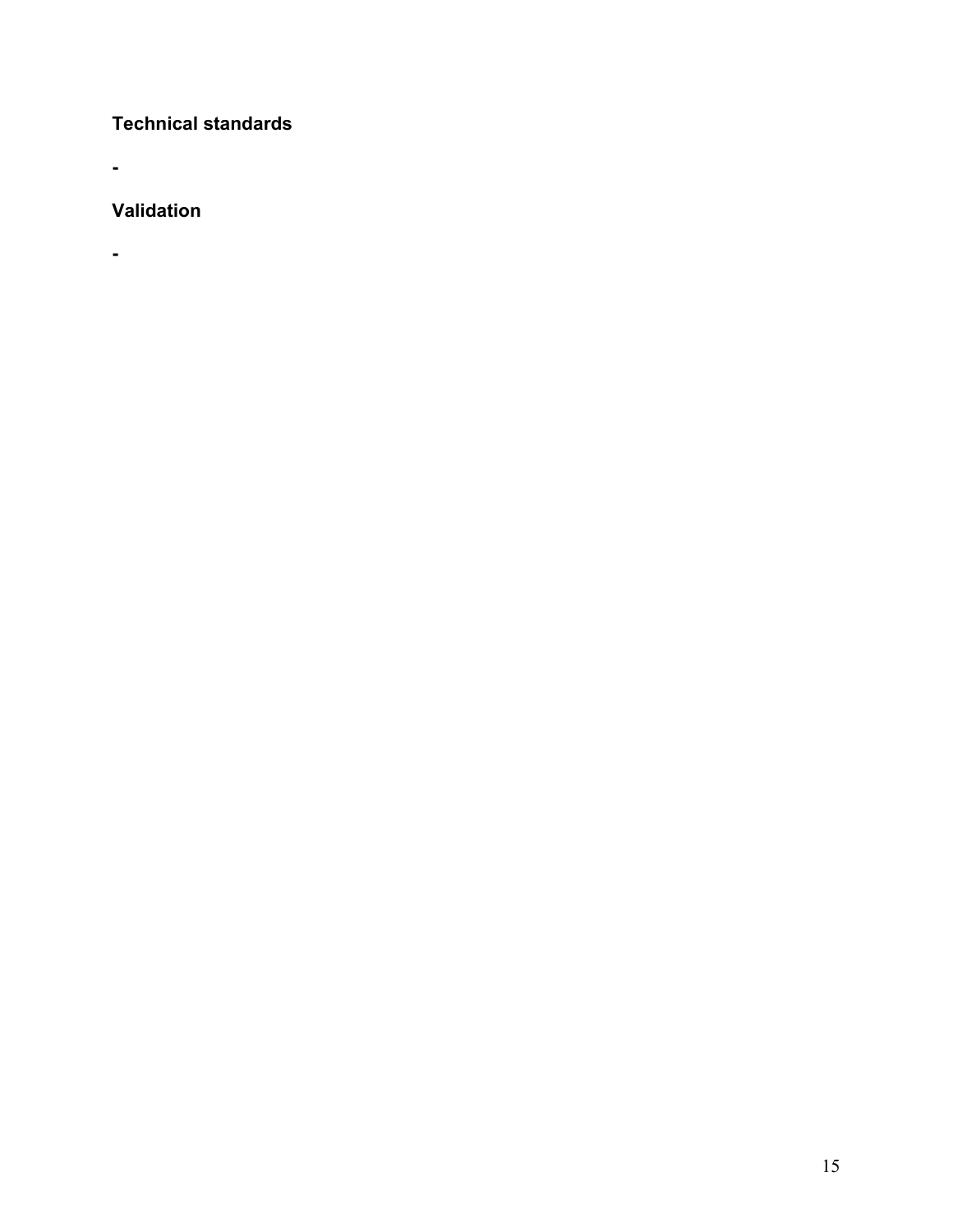**Technical standards**

-

**Validation**

-